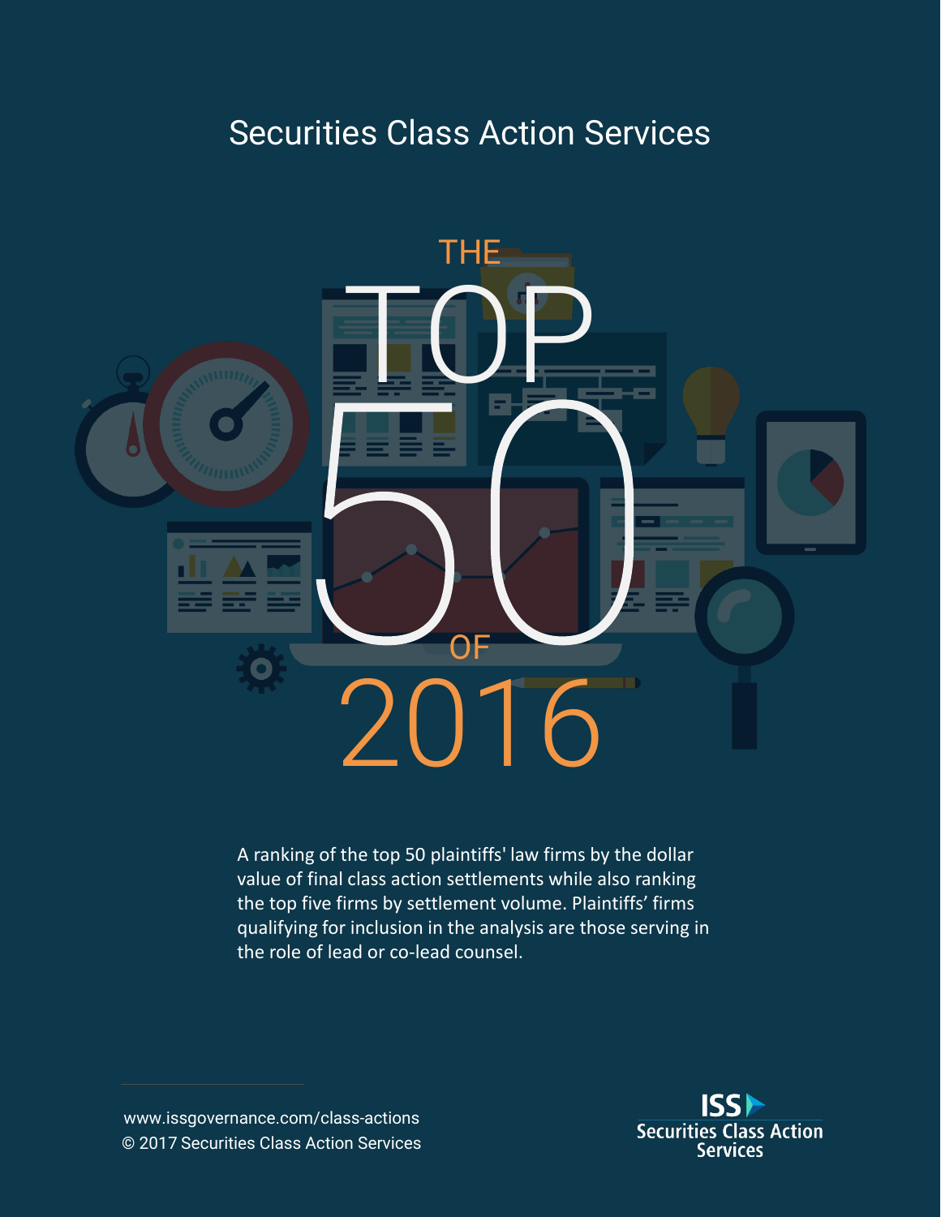Securities Class Action Services

# THE TOP 50 OF 2016

A ranking of the top 50 plaintiffs' law firms by the dollar value of final class action settlements while also ranking the top five firms by settlement volume. Plaintiffs' firms qualifying for inclusion in the analysis are those serving in the role of lead or co-lead counsel.

www.issgovernance.com/class-actions
© 2017 Securities Class Action Services

ISS Securities Class Action Services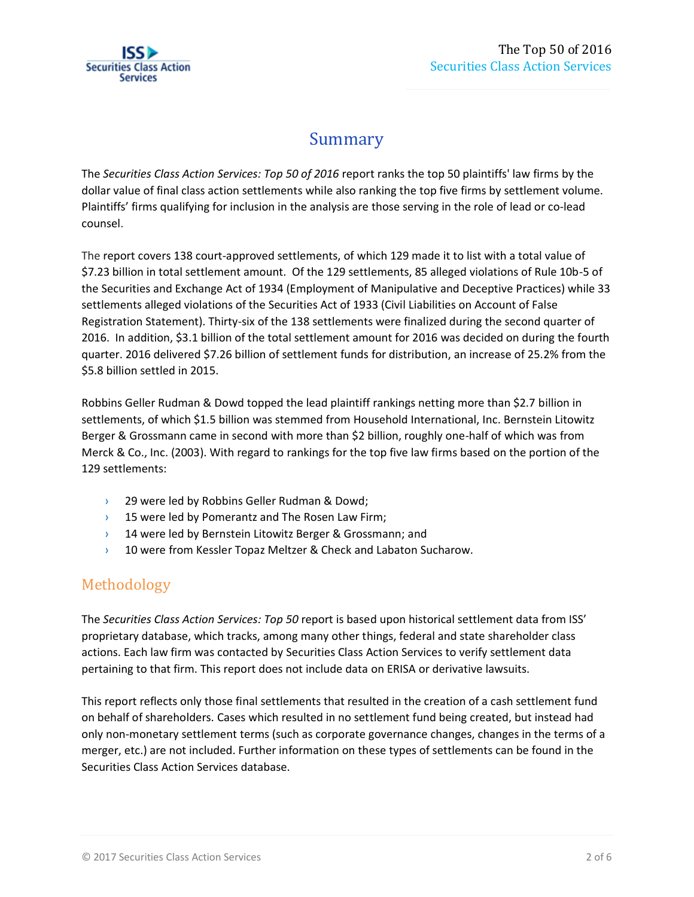# Summary

The *Securities Class Action Services: Top 50 of 2016* report ranks the top 50 plaintiffs' law firms by the dollar value of final class action settlements while also ranking the top five firms by settlement volume. Plaintiffs' firms qualifying for inclusion in the analysis are those serving in the role of lead or co-lead counsel.

The report covers 138 court-approved settlements, of which 129 made it to list with a total value of $7.23 billion in total settlement amount. Of the 129 settlements, 85 alleged violations of Rule 10b-5 of the Securities and Exchange Act of 1934 (Employment of Manipulative and Deceptive Practices) while 33 settlements alleged violations of the Securities Act of 1933 (Civil Liabilities on Account of False Registration Statement). Thirty-six of the 138 settlements were finalized during the second quarter of 2016. In addition, $3.1 billion of the total settlement amount for 2016 was decided on during the fourth quarter. 2016 delivered $7.26 billion of settlement funds for distribution, an increase of 25.2% from the $5.8 billion settled in 2015.

Robbins Geller Rudman & Dowd topped the lead plaintiff rankings netting more than $2.7 billion in settlements, of which $1.5 billion was stemmed from Household International, Inc. Bernstein Litowitz Berger & Grossmann came in second with more than $2 billion, roughly one-half of which was from Merck & Co., Inc. (2003). With regard to rankings for the top five law firms based on the portion of the 129 settlements:

- 29 were led by Robbins Geller Rudman & Dowd;
- 15 were led by Pomerantz and The Rosen Law Firm;
- 14 were led by Bernstein Litowitz Berger & Grossmann; and
- 10 were from Kessler Topaz Meltzer & Check and Labaton Sucharow.

## Methodology

The *Securities Class Action Services: Top 50* report is based upon historical settlement data from ISS' proprietary database, which tracks, among many other things, federal and state shareholder class actions. Each law firm was contacted by Securities Class Action Services to verify settlement data pertaining to that firm. This report does not include data on ERISA or derivative lawsuits.

This report reflects only those final settlements that resulted in the creation of a cash settlement fund on behalf of shareholders. Cases which resulted in no settlement fund being created, but instead had only non-monetary settlement terms (such as corporate governance changes, changes in the terms of a merger, etc.) are not included. Further information on these types of settlements can be found in the Securities Class Action Services database.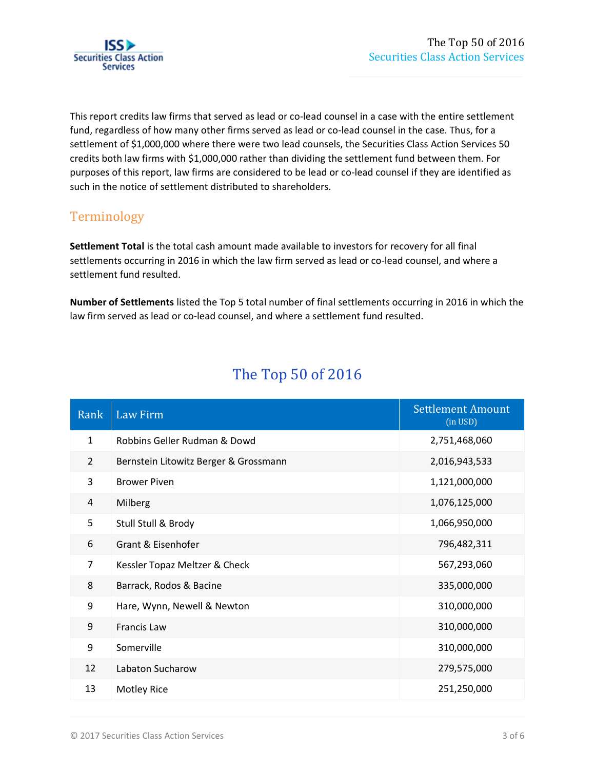This report credits law firms that served as lead or co-lead counsel in a case with the entire settlement fund, regardless of how many other firms served as lead or co-lead counsel in the case. Thus, for a settlement of $1,000,000 where there were two lead counsels, the Securities Class Action Services 50 credits both law firms with $1,000,000 rather than dividing the settlement fund between them. For purposes of this report, law firms are considered to be lead or co-lead counsel if they are identified as such in the notice of settlement distributed to shareholders.

## Terminology

**Settlement Total** is the total cash amount made available to investors for recovery for all final settlements occurring in 2016 in which the law firm served as lead or co-lead counsel, and where a settlement fund resulted.

**Number of Settlements** listed the Top 5 total number of final settlements occurring in 2016 in which the law firm served as lead or co-lead counsel, and where a settlement fund resulted.

## The Top 50 of 2016

| Rank | Law Firm | Settlement Amount (in USD) |
|---|---|---|
| 1 | Robbins Geller Rudman & Dowd | 2,751,468,060 |
| 2 | Bernstein Litowitz Berger & Grossmann | 2,016,943,533 |
| 3 | Brower Piven | 1,121,000,000 |
| 4 | Milberg | 1,076,125,000 |
| 5 | Stull Stull & Brody | 1,066,950,000 |
| 6 | Grant & Eisenhofer | 796,482,311 |
| 7 | Kessler Topaz Meltzer & Check | 567,293,060 |
| 8 | Barrack, Rodos & Bacine | 335,000,000 |
| 9 | Hare, Wynn, Newell & Newton | 310,000,000 |
| 9 | Francis Law | 310,000,000 |
| 9 | Somerville | 310,000,000 |
| 12 | Labaton Sucharow | 279,575,000 |
| 13 | Motley Rice | 251,250,000 |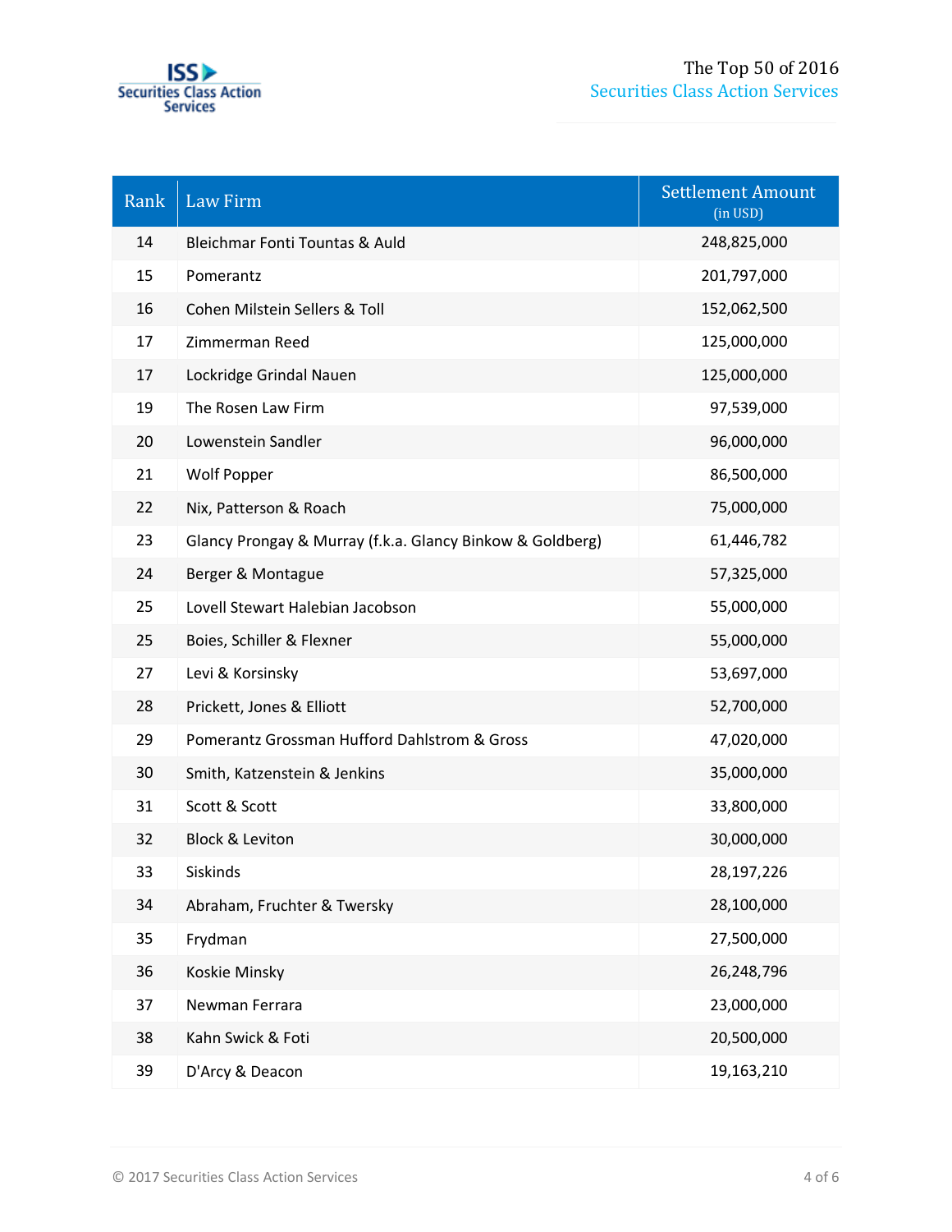| Rank | Law Firm | Settlement Amount (in USD) |
|---|---|---|
| 14 | Bleichmar Fonti Tountas & Auld | 248,825,000 |
| 15 | Pomerantz | 201,797,000 |
| 16 | Cohen Milstein Sellers & Toll | 152,062,500 |
| 17 | Zimmerman Reed | 125,000,000 |
| 17 | Lockridge Grindal Nauen | 125,000,000 |
| 19 | The Rosen Law Firm | 97,539,000 |
| 20 | Lowenstein Sandler | 96,000,000 |
| 21 | Wolf Popper | 86,500,000 |
| 22 | Nix, Patterson & Roach | 75,000,000 |
| 23 | Glancy Prongay & Murray (f.k.a. Glancy Binkow & Goldberg) | 61,446,782 |
| 24 | Berger & Montague | 57,325,000 |
| 25 | Lovell Stewart Halebian Jacobson | 55,000,000 |
| 25 | Boies, Schiller & Flexner | 55,000,000 |
| 27 | Levi & Korsinsky | 53,697,000 |
| 28 | Prickett, Jones & Elliott | 52,700,000 |
| 29 | Pomerantz Grossman Hufford Dahlstrom & Gross | 47,020,000 |
| 30 | Smith, Katzenstein & Jenkins | 35,000,000 |
| 31 | Scott & Scott | 33,800,000 |
| 32 | Block & Leviton | 30,000,000 |
| 33 | Siskinds | 28,197,226 |
| 34 | Abraham, Fruchter & Twersky | 28,100,000 |
| 35 | Frydman | 27,500,000 |
| 36 | Koskie Minsky | 26,248,796 |
| 37 | Newman Ferrara | 23,000,000 |
| 38 | Kahn Swick & Foti | 20,500,000 |
| 39 | D'Arcy & Deacon | 19,163,210 |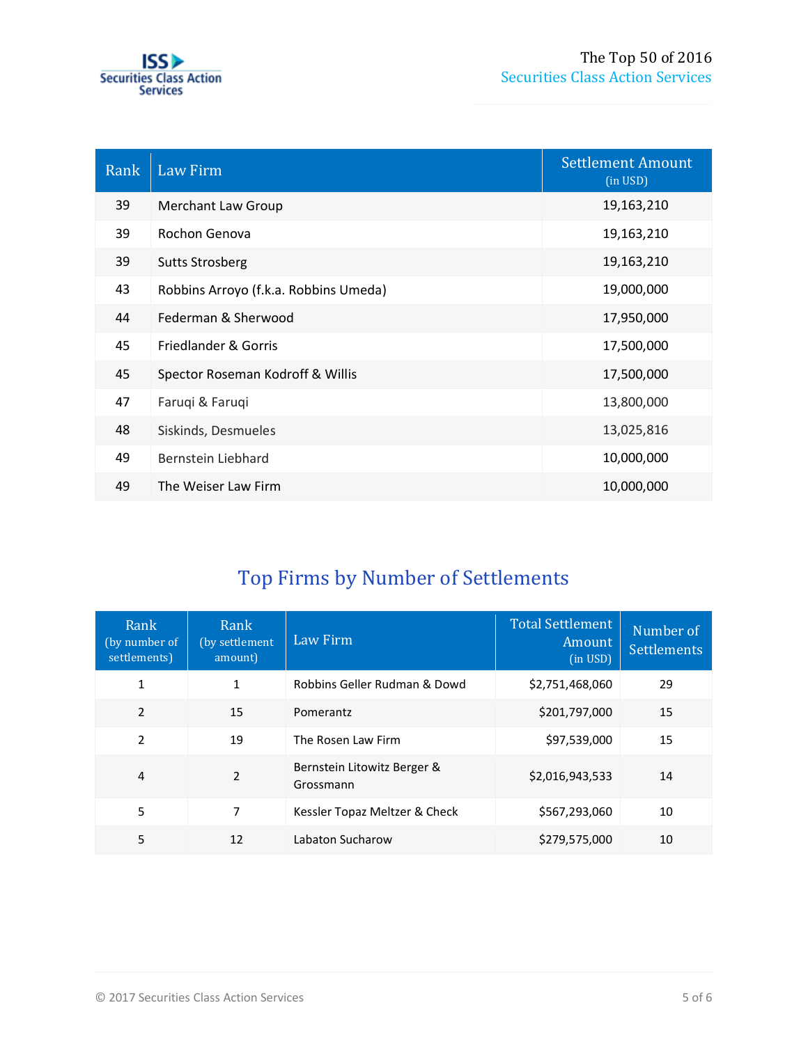| Rank | Law Firm | Settlement Amount (in USD) |
|---|---|---|
| 39 | Merchant Law Group | 19,163,210 |
| 39 | Rochon Genova | 19,163,210 |
| 39 | Sutts Strosberg | 19,163,210 |
| 43 | Robbins Arroyo (f.k.a. Robbins Umeda) | 19,000,000 |
| 44 | Federman & Sherwood | 17,950,000 |
| 45 | Friedlander & Gorris | 17,500,000 |
| 45 | Spector Roseman Kodroff & Willis | 17,500,000 |
| 47 | Faruqi & Faruqi | 13,800,000 |
| 48 | Siskinds, Desmueles | 13,025,816 |
| 49 | Bernstein Liebhard | 10,000,000 |
| 49 | The Weiser Law Firm | 10,000,000 |

## Top Firms by Number of Settlements

| Rank (by number of settlements) | Rank (by settlement amount) | Law Firm | Total Settlement Amount (in USD) | Number of Settlements |
|---|---|---|---|---|
| 1 | 1 | Robbins Geller Rudman & Dowd | $2,751,468,060 | 29 |
| 2 | 15 | Pomerantz | $201,797,000 | 15 |
| 2 | 19 | The Rosen Law Firm | $97,539,000 | 15 |
| 4 | 2 | Bernstein Litowitz Berger & Grossmann | $2,016,943,533 | 14 |
| 5 | 7 | Kessler Topaz Meltzer & Check | $567,293,060 | 10 |
| 5 | 12 | Labaton Sucharow | $279,575,000 | 10 |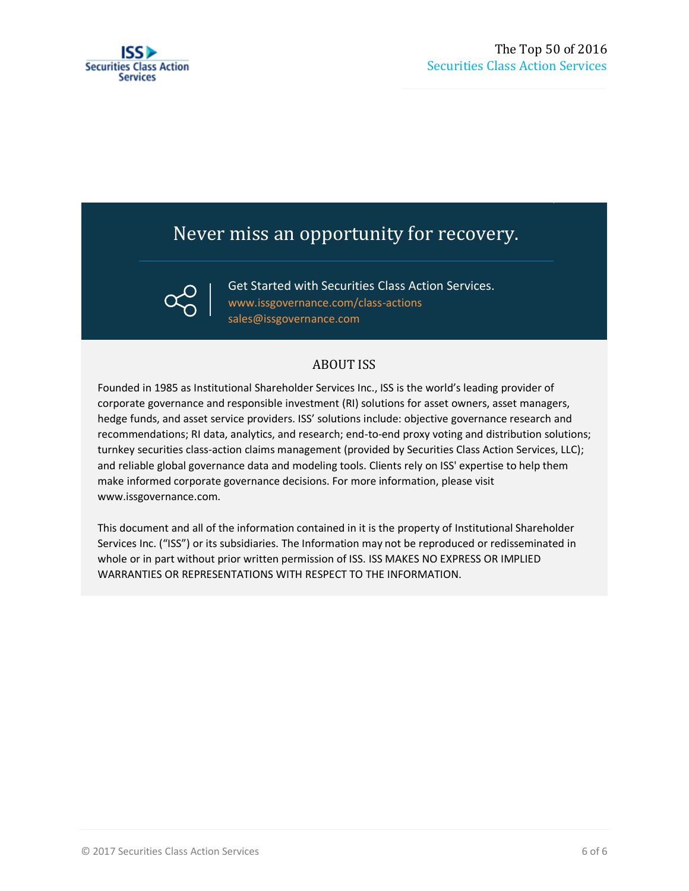## Never miss an opportunity for recovery.

Get Started with Securities Class Action Services.
www.issgovernance.com/class-actions
sales@issgovernance.com

### ABOUT ISS

Founded in 1985 as Institutional Shareholder Services Inc., ISS is the world's leading provider of corporate governance and responsible investment (RI) solutions for asset owners, asset managers, hedge funds, and asset service providers. ISS' solutions include: objective governance research and recommendations; RI data, analytics, and research; end-to-end proxy voting and distribution solutions; turnkey securities class-action claims management (provided by Securities Class Action Services, LLC); and reliable global governance data and modeling tools. Clients rely on ISS' expertise to help them make informed corporate governance decisions. For more information, please visit www.issgovernance.com.

This document and all of the information contained in it is the property of Institutional Shareholder Services Inc. ("ISS") or its subsidiaries. The Information may not be reproduced or redisseminated in whole or in part without prior written permission of ISS. ISS MAKES NO EXPRESS OR IMPLIED WARRANTIES OR REPRESENTATIONS WITH RESPECT TO THE INFORMATION.